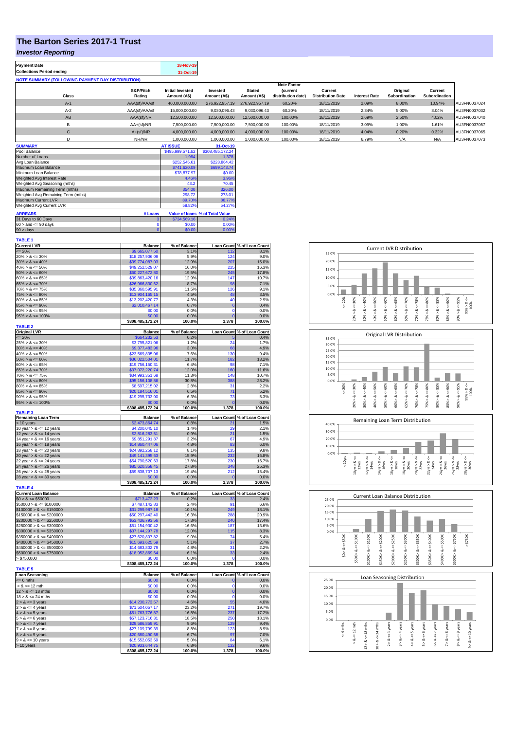# The Barton Series 2017-1 Trust

## *Investor Reporting*

| Payment Date | 18-Nov-19 |
|---|---|
| Collections Period ending | 31-Oct-19 |

**NOTE SUMMARY (FOLLOWING PAYMENT DAY DISTRIBUTION)**

| Class | S&P/Fitch Rating | Initial Invested Amount (A$) | Invested Amount (A$) | Stated Amount (A$) | Note Factor (current distribution date) | Current Distribution Date | Interest Rate | Original Subordination | Current Subordination | |
|---|---|---|---|---|---|---|---|---|---|---|
| A-1 | AAA(sf)/AAAsf | 460,000,000.00 | 276,922,957.19 | 276,922,957.19 | 60.20% | 18/11/2019 | 2.09% | 8.00% | 10.94% | AU3FN0037024 |
| A-2 | AAA(sf)/AAAsf | 15,000,000.00 | 9,030,096.43 | 9,030,096.43 | 60.20% | 18/11/2019 | 2.34% | 5.00% | 8.04% | AU3FN0037032 |
| AB | AAA(sf)/NR | 12,500,000.00 | 12,500,000.00 | 12,500,000.00 | 100.00% | 18/11/2019 | 2.69% | 2.50% | 4.02% | AU3FN0037040 |
| B | AA+(sf)/NR | 7,500,000.00 | 7,500,000.00 | 7,500,000.00 | 100.00% | 18/11/2019 | 3.09% | 1.00% | 1.61% | AU3FN0037057 |
| C | A+(sf)/NR | 4,000,000.00 | 4,000,000.00 | 4,000,000.00 | 100.00% | 18/11/2019 | 4.04% | 0.20% | 0.32% | AU3FN0037065 |
| D | NR/NR | 1,000,000.00 | 1,000,000.00 | 1,000,000.00 | 100.00% | 18/11/2019 | 6.79% | N/A | N/A | AU3FN0037073 |

| SUMMARY | AT ISSUE | 31-Oct-19 |
|---|---|---|
| Pool Balance | $495,999,571.62 | $308,485,172.24 |
| Number of Loans | 1,964 | 1,378 |
| Avg Loan Balance | $252,545.61 | $223,864.42 |
| Maximum Loan Balance | $741,620.09 | $699,143.74 |
| Minimum Loan Balance | $78,877.97 | $0.00 |
| Weighted Avg Interest Rate | 4.46% | 3.96% |
| Weighted Avg Seasoning (mths) | 43.2 | 70.45 |
| Maximum Remaining Term (mths) | 354.00 | 326.00 |
| Weighted Avg Remaining Term (mths) | 298.72 | 273.01 |
| Maximum Current LVR | 89.70% | 86.77% |
| Weighted Avg Current LVR | 58.82% | 54.27% |

| ARREARS | # Loans | Value of loans | % of Total Value |
|---|---|---|---|
| 31 Days to 60 Days | 3 | $734,569.16 | 0.24% |
| 60 > and <= 90 days | 0 | $0.00 | 0.00% |
| 90 > days | 0 | $0.00 | 0.00% |

**TABLE 1**

| Current LVR | Balance | % of Balance | Loan Count | % of Loan Count |
|---|---|---|---|---|
| <= 20% | $9,665,077.50 | 3.1% | 112 | 8.1% |
| 20% > & <= 30% | $18,257,906.09 | 5.9% | 124 | 9.0% |
| 30% > & <= 40% | $39,774,087.03 | 12.9% | 207 | 15.0% |
| 40% > & <= 50% | $49,252,529.07 | 16.0% | 225 | 16.3% |
| 50% > & <= 60% | $60,227,672.80 | 19.5% | 245 | 17.8% |
| 60% > & <= 65% | $39,863,420.16 | 12.9% | 147 | 10.7% |
| 65% > & <= 70% | $26,966,830.62 | 8.7% | 98 | 7.1% |
| 70% > & <= 75% | $35,360,595.91 | 11.5% | 126 | 9.1% |
| 75% > & <= 80% | $13,904,165.15 | 4.5% | 48 | 3.5% |
| 80% > & <= 85% | $13,202,420.77 | 4.3% | 40 | 2.9% |
| 85% > & <= 90% | $2,010,467.14 | 0.7% | 6 | 0.4% |
| 90% > & <= 95% | $0.00 | 0.0% | 0 | 0.0% |
| 95% > & <= 100% | $0.00 | 0.0% | 0 | 0.0% |
| | $308,485,172.24 | 100.0% | 1,378 | 100.0% |

**TABLE 2**

| Original LVR | Balance | % of Balance | Loan Count | % of Loan Count |
|---|---|---|---|---|
| <= 20% | $664,232.53 | 0.2% | 5 | 0.4% |
| 25% > & <= 30% | $3,795,821.06 | 1.2% | 24 | 1.7% |
| 30% > & <= 40% | $9,377,483.96 | 3.0% | 68 | 4.9% |
| 40% > & <= 50% | $23,569,835.06 | 7.6% | 130 | 9.4% |
| 50% > & <= 60% | $36,022,504.01 | 11.7% | 182 | 13.2% |
| 60% > & <= 65% | $19,756,150.31 | 6.4% | 98 | 7.1% |
| 65% > & <= 70% | $37,072,220.74 | 12.0% | 160 | 11.6% |
| 70% > & <= 75% | $34,993,351.68 | 11.3% | 148 | 10.7% |
| 75% > & <= 80% | $95,156,108.86 | 30.8% | 388 | 28.2% |
| 80% > & <= 85% | $8,597,215.02 | 2.8% | 31 | 2.2% |
| 85% > & <= 90% | $20,184,516.01 | 6.5% | 71 | 5.2% |
| 90% > & <= 95% | $19,295,733.00 | 6.3% | 73 | 5.3% |
| 95% > & <= 100% | $0.00 | 0.0% | 0 | 0.0% |
| | $308,485,172.24 | 100.0% | 1,378 | 100.0% |

**TABLE 3**

| Remaining Loan Term | Balance | % of Balance | Loan Count | % of Loan Count |
|---|---|---|---|---|
| < 10 years | $2,473,864.74 | 0.8% | 21 | 1.5% |
| 10 year > & <= 12 years | $4,200,045.10 | 1.4% | 29 | 2.1% |
| 12 year > & <= 14 years | $2,816,283.51 | 0.9% | 21 | 1.5% |
| 14 year > & <= 16 years | $9,851,291.87 | 3.2% | 67 | 4.9% |
| 16 year > & <= 18 years | $14,860,447.06 | 4.8% | 83 | 6.0% |
| 18 year > & <= 20 years | $24,892,258.12 | 8.1% | 135 | 9.8% |
| 20 year > & <= 22 years | $49,141,395.63 | 15.9% | 232 | 16.8% |
| 22 year > & <= 24 years | $54,790,520.63 | 17.8% | 230 | 16.7% |
| 24 year > & <= 26 years | $85,620,358.45 | 27.8% | 348 | 25.3% |
| 26 year > & <= 28 years | $59,838,707.13 | 19.4% | 212 | 15.4% |
| 28 year > & <= 30 years | $0.00 | 0.0% | 0 | 0.0% |
| | $308,485,172.24 | 100.0% | 1,378 | 100.0% |

**TABLE 4**

| Current Loan Balance | Balance | % of Balance | Loan Count | % of Loan Count |
|---|---|---|---|---|
| $0 > & <= $50000 | $713,472.23 | 0.2% | 33 | 2.4% |
| $50000 > & <= $100000 | $7,487,142.83 | 2.4% | 91 | 6.6% |
| $100000 > & <= $150000 | $31,299,987.18 | 10.1% | 249 | 18.1% |
| $150000 > & <= $200000 | $50,297,442.40 | 16.3% | 288 | 20.9% |
| $200000 > & <= $250000 | $53,436,793.56 | 17.3% | 240 | 17.4% |
| $250000 > & <= $300000 | $51,154,930.42 | 16.6% | 187 | 13.6% |
| $300000 > & <= $350000 | $37,144,297.78 | 12.0% | 115 | 8.3% |
| $350000 > & <= $400000 | $27,620,807.82 | 9.0% | 74 | 5.4% |
| $400000 > & <= $450000 | $15,693,625.59 | 5.1% | 37 | 2.7% |
| $450000 > & <= $500000 | $14,683,802.79 | 4.8% | 31 | 2.2% |
| $500000 > & <= $750000 | $18,952,869.64 | 6.1% | 33 | 2.4% |
| > $750,000 | $0.00 | 0.0% | 0 | 0.0% |
| | $308,485,172.24 | 100.0% | 1,378 | 100.0% |

**TABLE 5**

| Loan Seasoning | Balance | % of Balance | Loan Count | % of Loan Count |
|---|---|---|---|---|
| <= 6 mths | $0.00 | 0.0% | 0 | 0.0% |
| > & <= 12 mth | $0.00 | 0.0% | 0 | 0.0% |
| 12 > & <= 18 mths | $0.00 | 0.0% | 0 | 0.0% |
| 18 > & <= 24 mths | $0.00 | 0.0% | 0 | 0.0% |
| 2 > & <= 3 years | $14,230,773.57 | 4.6% | 55 | 4.0% |
| 3 > & <= 4 years | $71,504,057.17 | 23.2% | 271 | 19.7% |
| 4 > & <= 5 years | $51,763,776.87 | 16.8% | 237 | 17.2% |
| 5 > & <= 6 years | $57,123,716.31 | 18.5% | 250 | 18.1% |
| 6 > & <= 7 years | $29,586,859.91 | 9.6% | 129 | 9.4% |
| 7 > & <= 8 years | $27,109,799.39 | 8.8% | 123 | 8.9% |
| 8 > & <= 9 years | $20,680,490.68 | 6.7% | 97 | 7.0% |
| 9 > & <= 10 years | $15,552,053.59 | 5.0% | 84 | 6.1% |
| > 10 years | $20,933,644.75 | 6.8% | 132 | 9.6% |
| | $308,485,172.24 | 100.0% | 1,378 | 100.0% |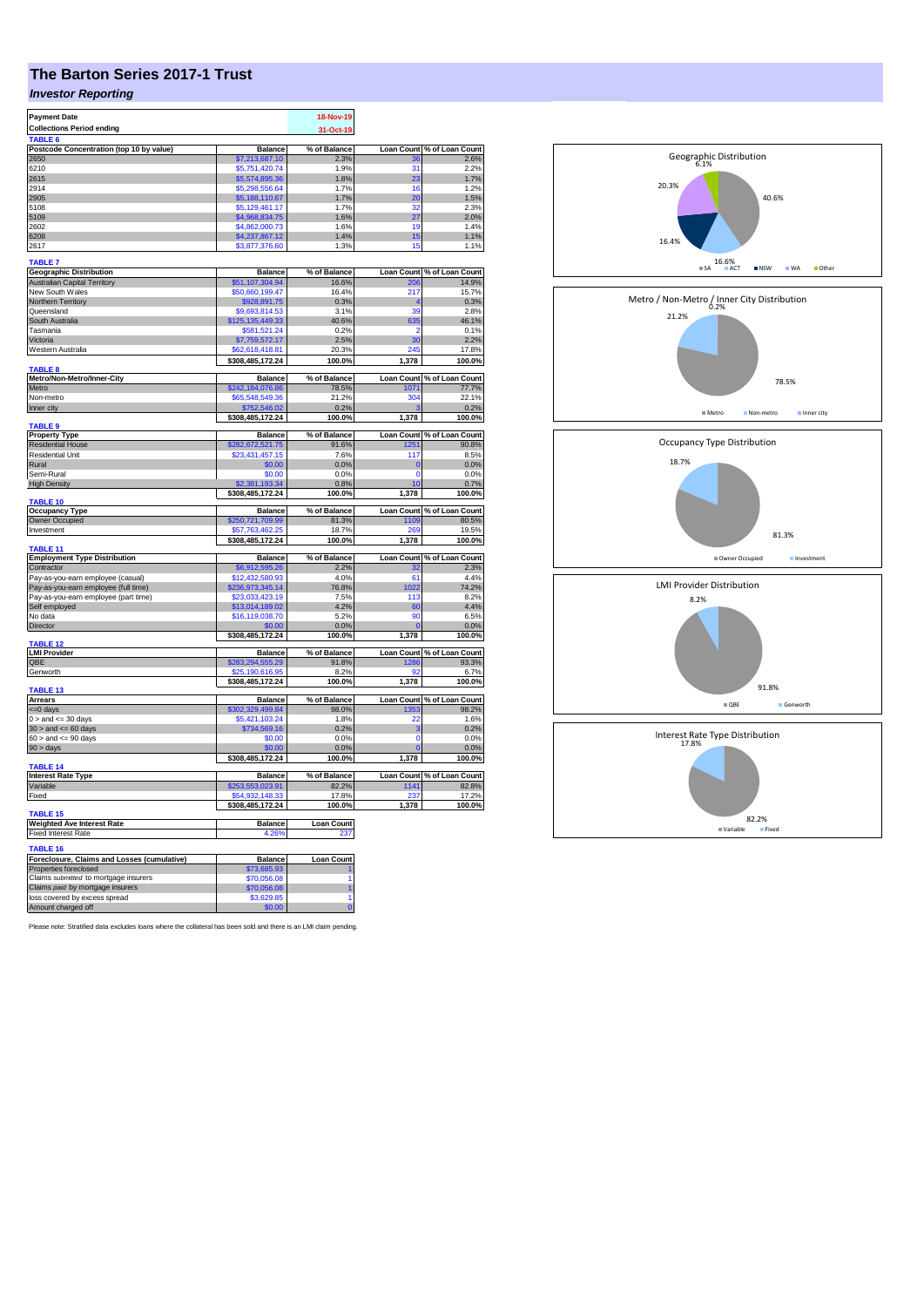# The Barton Series 2017-1 Trust

## *Investor Reporting*

| Payment Date | 18-Nov-19 |
|---|---|
| Collections Period ending | 31-Oct-19 |

**TABLE 6**

| Postcode Concentration (top 10 by value) | Balance | % of Balance | Loan Count | % of Loan Count |
|---|---|---|---|---|
| 2650 | $7,213,687.10 | 2.3% | 36 | 2.6% |
| 6210 | $5,751,420.74 | 1.9% | 31 | 2.2% |
| 2615 | $5,574,895.36 | 1.8% | 23 | 1.7% |
| 2914 | $5,298,556.64 | 1.7% | 16 | 1.2% |
| 2905 | $5,188,110.67 | 1.7% | 20 | 1.5% |
| 5108 | $5,129,461.17 | 1.7% | 32 | 2.3% |
| 5109 | $4,968,834.75 | 1.6% | 27 | 2.0% |
| 2602 | $4,862,000.73 | 1.6% | 19 | 1.4% |
| 6208 | $4,237,867.12 | 1.4% | 15 | 1.1% |
| 2617 | $3,877,376.60 | 1.3% | 15 | 1.1% |

**TABLE 7**

| Geographic Distribution | Balance | % of Balance | Loan Count | % of Loan Count |
|---|---|---|---|---|
| Australian Capital Territory | $51,107,304.94 | 16.6% | 206 | 14.9% |
| New South Wales | $50,660,199.47 | 16.4% | 217 | 15.7% |
| Northern Territory | $928,891.75 | 0.3% | 4 | 0.3% |
| Queensland | $9,693,814.53 | 3.1% | 39 | 2.8% |
| South Australia | $125,135,449.33 | 40.6% | 635 | 46.1% |
| Tasmania | $581,521.24 | 0.2% | 2 | 0.1% |
| Victoria | $7,759,572.17 | 2.5% | 30 | 2.2% |
| Western Australia | $62,618,418.81 | 20.3% | 245 | 17.8% |
| | $308,485,172.24 | 100.0% | 1,378 | 100.0% |

**TABLE 8**

| Metro/Non-Metro/Inner-City | Balance | % of Balance | Loan Count | % of Loan Count |
|---|---|---|---|---|
| Metro | $242,184,076.86 | 78.5% | 1071 | 77.7% |
| Non-metro | $65,548,549.36 | 21.2% | 304 | 22.1% |
| Inner city | $752,546.02 | 0.2% | 3 | 0.2% |
| | $308,485,172.24 | 100.0% | 1,378 | 100.0% |

**TABLE 9**

| Property Type | Balance | % of Balance | Loan Count | % of Loan Count |
|---|---|---|---|---|
| Residential House | $282,672,521.75 | 91.6% | 1251 | 90.8% |
| Residential Unit | $23,431,457.15 | 7.6% | 117 | 8.5% |
| Rural | $0.00 | 0.0% | 0 | 0.0% |
| Semi-Rural | $0.00 | 0.0% | 0 | 0.0% |
| High Density | $2,381,193.34 | 0.8% | 10 | 0.7% |
| | $308,485,172.24 | 100.0% | 1,378 | 100.0% |

**TABLE 10**

| Occupancy Type | Balance | % of Balance | Loan Count | % of Loan Count |
|---|---|---|---|---|
| Owner Occupied | $250,721,709.99 | 81.3% | 1109 | 80.5% |
| Investment | $57,763,462.25 | 18.7% | 269 | 19.5% |
| | $308,485,172.24 | 100.0% | 1,378 | 100.0% |

**TABLE 11**

| Employment Type Distribution | Balance | % of Balance | Loan Count | % of Loan Count |
|---|---|---|---|---|
| Contractor | $6,912,595.26 | 2.2% | 32 | 2.3% |
| Pay-as-you-earn employee (casual) | $12,432,580.93 | 4.0% | 61 | 4.4% |
| Pay-as-you-earn employee (full time) | $236,973,345.14 | 76.8% | 1022 | 74.2% |
| Pay-as-you-earn employee (part time) | $23,033,423.19 | 7.5% | 113 | 8.2% |
| Self employed | $13,014,189.02 | 4.2% | 60 | 4.4% |
| No data | $16,119,038.70 | 5.2% | 90 | 6.5% |
| Director | $0.00 | 0.0% | 0 | 0.0% |
| | $308,485,172.24 | 100.0% | 1,378 | 100.0% |

**TABLE 12**

| LMI Provider | Balance | % of Balance | Loan Count | % of Loan Count |
|---|---|---|---|---|
| QBE | $283,294,555.29 | 91.8% | 1286 | 93.3% |
| Genworth | $25,190,616.95 | 8.2% | 92 | 6.7% |
| | $308,485,172.24 | 100.0% | 1,378 | 100.0% |

**TABLE 13**

| Arrears | Balance | % of Balance | Loan Count | % of Loan Count |
|---|---|---|---|---|
| <=0 days | $302,329,499.84 | 98.0% | 1353 | 98.2% |
| 0 > and <= 30 days | $5,421,103.24 | 1.8% | 22 | 1.6% |
| 30 > and <= 60 days | $734,569.16 | 0.2% | 3 | 0.2% |
| 60 > and <= 90 days | $0.00 | 0.0% | 0 | 0.0% |
| 90 > days | $0.00 | 0.0% | 0 | 0.0% |
| | $308,485,172.24 | 100.0% | 1,378 | 100.0% |

**TABLE 14**

| Interest Rate Type | Balance | % of Balance | Loan Count | % of Loan Count |
|---|---|---|---|---|
| Variable | $253,553,023.91 | 82.2% | 1141 | 82.8% |
| Fixed | $54,932,148.33 | 17.8% | 237 | 17.2% |
| | $308,485,172.24 | 100.0% | 1,378 | 100.0% |

**TABLE 15**

| Weighted Ave Interest Rate | Balance | Loan Count |
|---|---|---|
| Fixed Interest Rate | 4.26% | 237 |

**TABLE 16**

| Foreclosure, Claims and Losses (cumulative) | Balance | Loan Count |
|---|---|---|
| Properties foreclosed | $73,685.93 | 1 |
| Claims *submitted* to mortgage insurers | $70,056.08 | 1 |
| Claims *paid* by mortgage insurers | $70,056.08 | 1 |
| loss covered by excess spread | $3,629.85 | 1 |
| Amount charged off | $0.00 | 0 |

Please note: Stratified data excludes loans where the collateral has been sold and there is an LMI claim pending.

Geographic Distribution: SA 40.6%, ACT 16.6%, NSW 16.4%, WA 20.3%, Other 6.1%

Metro / Non-Metro / Inner City Distribution: Metro 78.5%, Non-metro 21.2%, Inner city 0.2%

Occupancy Type Distribution: Owner Occupied 81.3%, Investment 18.7%

LMI Provider Distribution: QBE 91.8%, Genworth 8.2%

Interest Rate Type Distribution: Variable 82.2%, Fixed 17.8%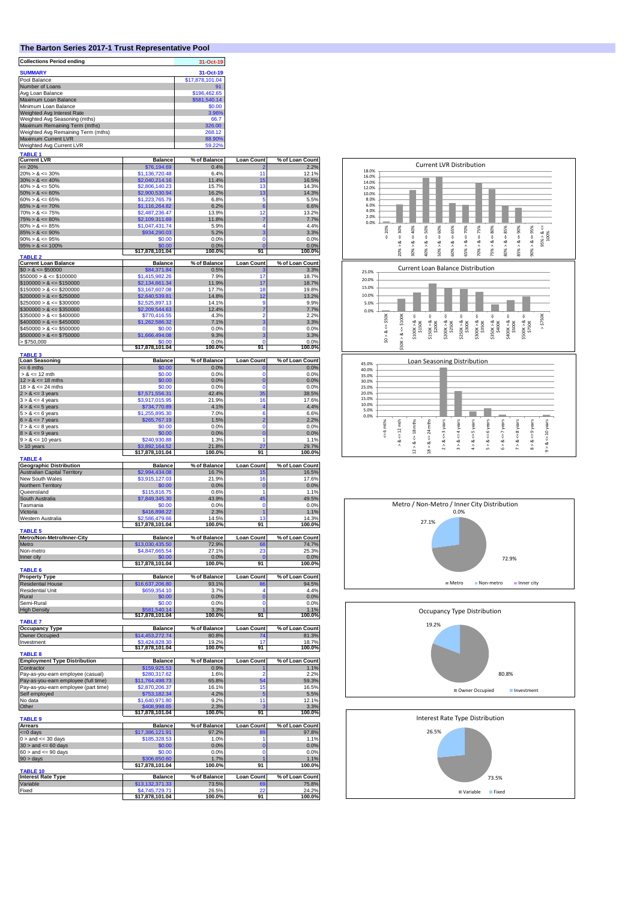## The Barton Series 2017-1 Trust Representative Pool

| Collections Period ending | 31-Oct-19 |
|---|---|

| SUMMARY | 31-Oct-19 |
|---|---|
| Pool Balance | $17,878,101.04 |
| Number of Loans | 91 |
| Avg Loan Balance | $196,462.65 |
| Maximum Loan Balance | $581,540.14 |
| Minimum Loan Balance | $0.00 |
| Weighted Avg Interest Rate | 3.96% |
| Weighted Avg Seasoning (mths) | 66.7 |
| Maximum Remaining Term (mths) | 326.00 |
| Weighted Avg Remaining Term (mths) | 268.12 |
| Maximum Current LVR | 88.90% |
| Weighted Avg Current LVR | 59.22% |

**TABLE 1**

| Current LVR | Balance | % of Balance | Loan Count | % of Loan Count |
|---|---|---|---|---|
| <= 20% | $76,194.69 | 0.4% | 2 | 2.2% |
| 20% > & <= 30% | $1,136,720.48 | 6.4% | 11 | 12.1% |
| 30% > & <= 40% | $2,040,214.16 | 11.4% | 15 | 16.5% |
| 40% > & <= 50% | $2,806,140.23 | 15.7% | 13 | 14.3% |
| 50% > & <= 60% | $2,900,530.94 | 16.2% | 13 | 14.3% |
| 60% > & <= 65% | $1,223,765.79 | 6.8% | 5 | 5.5% |
| 65% > & <= 70% | $1,116,264.82 | 6.2% | 6 | 6.6% |
| 70% > & <= 75% | $2,487,236.47 | 13.9% | 12 | 13.2% |
| 75% > & <= 80% | $2,109,311.69 | 11.8% | 7 | 7.7% |
| 80% > & <= 85% | $1,047,431.74 | 5.9% | 4 | 4.4% |
| 85% > & <= 90% | $934,290.03 | 5.2% | 3 | 3.3% |
| 90% > & <= 95% | $0.00 | 0.0% | 0 | 0.0% |
| 95% > & <= 100% | $0.00 | 0.0% | 0 | 0.0% |
| | $17,878,101.04 | 100.0% | 91 | 100.0% |

**TABLE 2**

| Current Loan Balance | Balance | % of Balance | Loan Count | % of Loan Count |
|---|---|---|---|---|
| $0 > & <= $50000 | $84,371.84 | 0.5% | 3 | 3.3% |
| $50000 > & <= $100000 | $1,415,982.26 | 7.9% | 17 | 18.7% |
| $100000 > & <= $150000 | $2,134,661.34 | 11.9% | 17 | 18.7% |
| $150000 > & <= $200000 | $3,167,607.08 | 17.7% | 18 | 19.8% |
| $200000 > & <= $250000 | $2,640,539.81 | 14.8% | 12 | 13.2% |
| $250000 > & <= $300000 | $2,525,897.13 | 14.1% | 9 | 9.9% |
| $300000 > & <= $350000 | $2,209,544.63 | 12.4% | 7 | 7.7% |
| $350000 > & <= $400000 | $770,416.55 | 4.3% | 2 | 2.2% |
| $400000 > & <= $450000 | $1,262,586.32 | 7.1% | 3 | 3.3% |
| $450000 > & <= $500000 | $0.00 | 0.0% | 0 | 0.0% |
| $500000 > & <= $750000 | $1,666,494.08 | 9.3% | 3 | 3.3% |
| > $750,000 | $0.00 | 0.0% | 0 | 0.0% |
| | $17,878,101.04 | 100.0% | 91 | 100.0% |

**TABLE 3**

| Loan Seasoning | Balance | % of Balance | Loan Count | % of Loan Count |
|---|---|---|---|---|
| <= 6 mths | $0.00 | 0.0% | 0 | 0.0% |
| > & <= 12 mth | $0.00 | 0.0% | 0 | 0.0% |
| 12 > & <= 18 mths | $0.00 | 0.0% | 0 | 0.0% |
| 18 > & <= 24 mths | $0.00 | 0.0% | 0 | 0.0% |
| 2 > & <= 3 years | $7,571,556.31 | 42.4% | 35 | 38.5% |
| 3 > & <= 4 years | $3,917,015.95 | 21.9% | 16 | 17.6% |
| 4 > & <= 5 years | $734,770.89 | 4.1% | 4 | 4.4% |
| 5 > & <= 6 years | $1,255,895.30 | 7.0% | 6 | 6.6% |
| 6 > & <= 7 years | $265,767.19 | 1.5% | 2 | 2.2% |
| 7 > & <= 8 years | $0.00 | 0.0% | 0 | 0.0% |
| 8 > & <= 9 years | $0.00 | 0.0% | 0 | 0.0% |
| 9 > & <= 10 years | $240,930.88 | 1.3% | 1 | 1.1% |
| > 10 years | $3,892,164.52 | 21.8% | 27 | 29.7% |
| | $17,878,101.04 | 100.0% | 91 | 100.0% |

**TABLE 4**

| Geographic Distribution | Balance | % of Balance | Loan Count | % of Loan Count |
|---|---|---|---|---|
| Australian Capital Territory | $2,994,434.08 | 16.7% | 15 | 16.5% |
| New South Wales | $3,915,127.03 | 21.9% | 16 | 17.6% |
| Northern Territory | $0.00 | 0.0% | 0 | 0.0% |
| Queensland | $115,816.75 | 0.6% | 1 | 1.1% |
| South Australia | $7,849,345.30 | 43.9% | 45 | 49.5% |
| Tasmania | $0.00 | 0.0% | 0 | 0.0% |
| Victoria | $416,898.22 | 2.3% | 1 | 1.1% |
| Western Australia | $2,586,479.66 | 14.5% | 13 | 14.3% |
| | $17,878,101.04 | 100.0% | 91 | 100.0% |

**TABLE 5**

| Metro/Non-Metro/Inner-City | Balance | % of Balance | Loan Count | % of Loan Count |
|---|---|---|---|---|
| Metro | $13,030,435.50 | 72.9% | 68 | 74.7% |
| Non-metro | $4,847,665.54 | 27.1% | 23 | 25.3% |
| Inner city | $0.00 | 0.0% | 0 | 0.0% |
| | $17,878,101.04 | 100.0% | 91 | 100.0% |

**TABLE 6**

| Property Type | Balance | % of Balance | Loan Count | % of Loan Count |
|---|---|---|---|---|
| Residential House | $16,637,206.80 | 93.1% | 86 | 94.5% |
| Residential Unit | $659,354.10 | 3.7% | 4 | 4.4% |
| Rural | $0.00 | 0.0% | 0 | 0.0% |
| Semi-Rural | $0.00 | 0.0% | 0 | 0.0% |
| High Density | $581,540.14 | 3.3% | 1 | 1.1% |
| | $17,878,101.04 | 100.0% | 91 | 100.0% |

**TABLE 7**

| Occupancy Type | Balance | % of Balance | Loan Count | % of Loan Count |
|---|---|---|---|---|
| Owner Occupied | $14,453,272.74 | 80.8% | 74 | 81.3% |
| Investment | $3,424,828.30 | 19.2% | 17 | 18.7% |
| | $17,878,101.04 | 100.0% | 91 | 100.0% |

**TABLE 8**

| Employment Type Distribution | Balance | % of Balance | Loan Count | % of Loan Count |
|---|---|---|---|---|
| Contractor | $159,925.53 | 0.9% | 1 | 1.1% |
| Pay-as-you-earn employee (casual) | $280,317.62 | 1.6% | 2 | 2.2% |
| Pay-as-you-earn employee (full time) | $11,764,498.73 | 65.8% | 54 | 59.3% |
| Pay-as-you-earn employee (part time) | $2,870,206.37 | 16.1% | 15 | 16.5% |
| Self employed | $753,182.34 | 4.2% | 5 | 5.5% |
| No data | $1,640,971.80 | 9.2% | 11 | 12.1% |
| Other | $408,998.65 | 2.3% | 3 | 3.3% |
| | $17,878,101.04 | 100.0% | 91 | 100.0% |

**TABLE 9**

| Arrears | Balance | % of Balance | Loan Count | % of Loan Count |
|---|---|---|---|---|
| <=0 days | $17,386,121.91 | 97.2% | 89 | 97.8% |
| 0 > and <= 30 days | $185,328.53 | 1.0% | 1 | 1.1% |
| 30 > and <= 60 days | $0.00 | 0.0% | 0 | 0.0% |
| 60 > and <= 90 days | $0.00 | 0.0% | 0 | 0.0% |
| 90 > days | $306,650.60 | 1.7% | 1 | 1.1% |
| | $17,878,101.04 | 100.0% | 91 | 100.0% |

**TABLE 10**

| Interest Rate Type | Balance | % of Balance | Loan Count | % of Loan Count |
|---|---|---|---|---|
| Variable | $13,132,371.33 | 73.5% | 69 | 75.8% |
| Fixed | $4,745,729.71 | 26.5% | 22 | 24.2% |
| | $17,878,101.04 | 100.0% | 91 | 100.0% |

Current LVR Distribution

18.0%
16.0%
14.0%
12.0%
10.0%
8.0%
6.0%
4.0%
2.0%
0.0%

<= 20% | 20% > & <= 30% | 30% > & <= 40% | 40% > & <= 50% | 50% > & <= 60% | 60% > & <= 65% | 65% > & <= 70% | 70% > & <= 75% | 75% > & <= 80% | 80% > & <= 85% | 85% > & <= 90% | 90% > & <= 95% | 95% > & <= 100%

Current Loan Balance Distribution

25.0%
20.0%
15.0%
10.0%
5.0%
0.0%

$0 > & <= $50K | $50K > & <= $100K | $100K > & <= $150K | $150K > & <= $200K | $200K > & <= $250K | $250K > & <= $300K | $300K > & <= $350K | $350K > & <= $400K | $400K > & <= $500K | $500K > & <= $750K | > $750K

Loan Seasoning Distribution

45.0%
40.0%
35.0%
30.0%
25.0%
20.0%
15.0%
10.0%
5.0%
0.0%

<= 6 mths | > & <= 12 mth | 12 > & <= 18 mths | 18 > & <= 24 mths | 2 > & <= 3 years | 3 > & <= 4 years | 4 > & <= 5 years | 5 > & <= 6 years | 6 > & <= 7 years | 7 > & <= 8 years | 8 > & <= 9 years | 9 > & <= 10 years

Metro / Non-Metro / Inner City Distribution

0.0%
27.1%
72.9%

Metro | Non-metro | Inner city

Occupancy Type Distribution

19.2%
80.8%

Owner Occupied | Investment

Interest Rate Type Distribution

26.5%
73.5%

Variable | Fixed